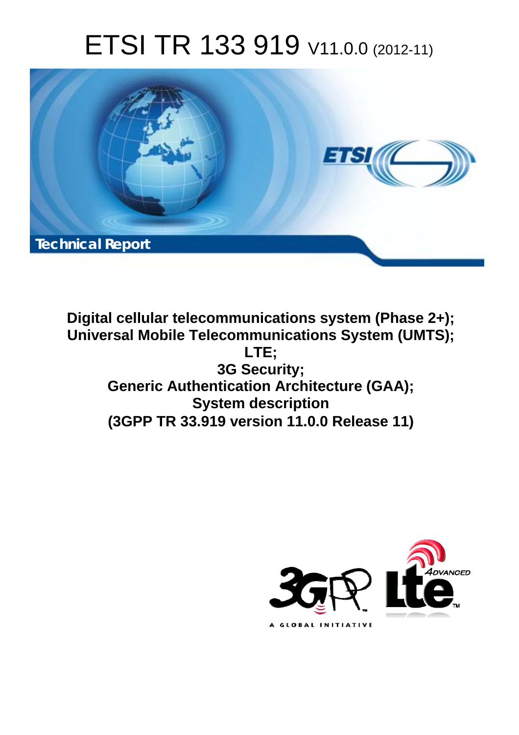# ETSI TR 133 919 V11.0.0 (2012-11)

Technical Report

**Digital cellular telecommunications system (Phase 2+); Universal Mobile Telecommunications System (UMTS); LTE; 3G Security; Generic Authentication Architecture (GAA); System description (3GPP TR 33.919 version 11.0.0 Release 11)**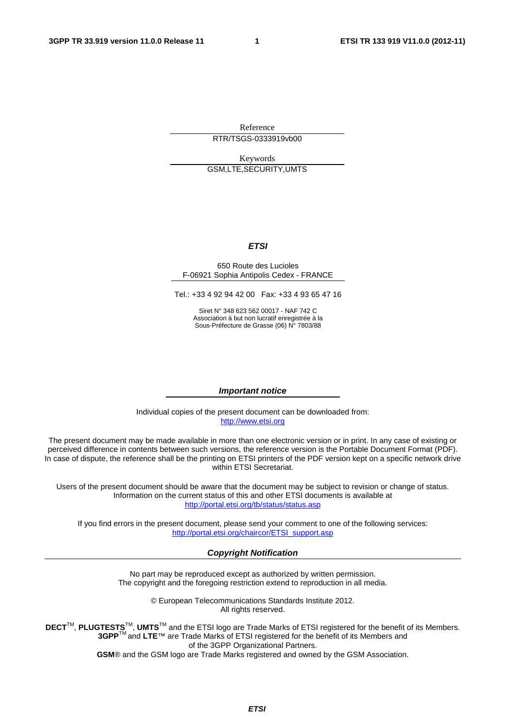Reference

RTR/TSGS-0333919vb00

Keywords

GSM,LTE,SECURITY,UMTS

***ETSI***

650 Route des Lucioles
F-06921 Sophia Antipolis Cedex - FRANCE

Tel.: +33 4 92 94 42 00 Fax: +33 4 93 65 47 16

Siret N° 348 623 562 00017 - NAF 742 C
Association à but non lucratif enregistrée à la
Sous-Préfecture de Grasse (06) N° 7803/88

***Important notice***

Individual copies of the present document can be downloaded from:
http://www.etsi.org

The present document may be made available in more than one electronic version or in print. In any case of existing or perceived difference in contents between such versions, the reference version is the Portable Document Format (PDF). In case of dispute, the reference shall be the printing on ETSI printers of the PDF version kept on a specific network drive within ETSI Secretariat.

Users of the present document should be aware that the document may be subject to revision or change of status. Information on the current status of this and other ETSI documents is available at
http://portal.etsi.org/tb/status/status.asp

If you find errors in the present document, please send your comment to one of the following services:
http://portal.etsi.org/chaircor/ETSI_support.asp

***Copyright Notification***

No part may be reproduced except as authorized by written permission.
The copyright and the foregoing restriction extend to reproduction in all media.

© European Telecommunications Standards Institute 2012.
All rights reserved.

**DECT**™, **PLUGTESTS**™, **UMTS**™ and the ETSI logo are Trade Marks of ETSI registered for the benefit of its Members.
**3GPP**™ and **LTE**™ are Trade Marks of ETSI registered for the benefit of its Members and of the 3GPP Organizational Partners.
**GSM**® and the GSM logo are Trade Marks registered and owned by the GSM Association.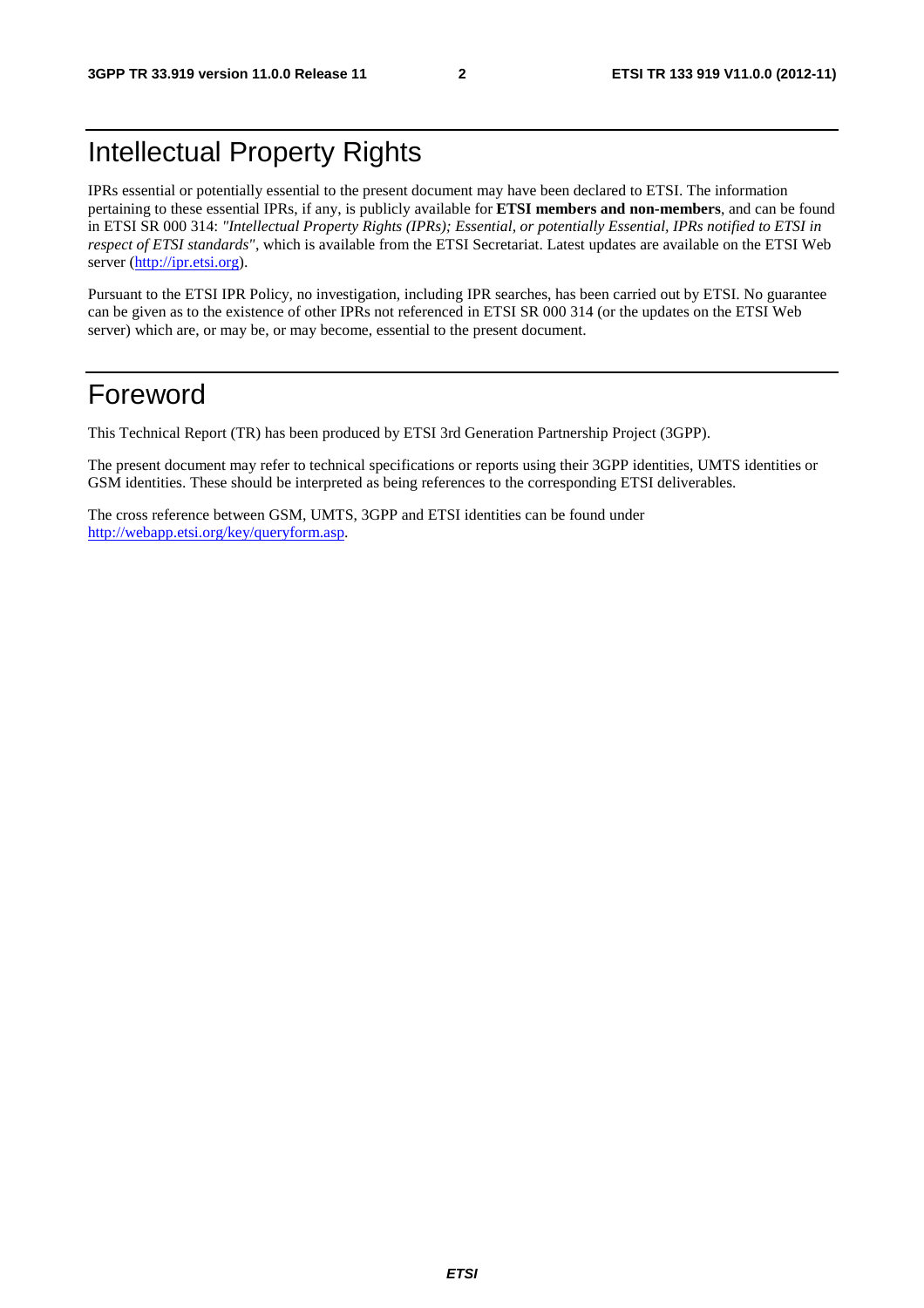# Intellectual Property Rights

IPRs essential or potentially essential to the present document may have been declared to ETSI. The information pertaining to these essential IPRs, if any, is publicly available for **ETSI members and non-members**, and can be found in ETSI SR 000 314: *"Intellectual Property Rights (IPRs); Essential, or potentially Essential, IPRs notified to ETSI in respect of ETSI standards"*, which is available from the ETSI Secretariat. Latest updates are available on the ETSI Web server (http://ipr.etsi.org).

Pursuant to the ETSI IPR Policy, no investigation, including IPR searches, has been carried out by ETSI. No guarantee can be given as to the existence of other IPRs not referenced in ETSI SR 000 314 (or the updates on the ETSI Web server) which are, or may be, or may become, essential to the present document.

# Foreword

This Technical Report (TR) has been produced by ETSI 3rd Generation Partnership Project (3GPP).

The present document may refer to technical specifications or reports using their 3GPP identities, UMTS identities or GSM identities. These should be interpreted as being references to the corresponding ETSI deliverables.

The cross reference between GSM, UMTS, 3GPP and ETSI identities can be found under http://webapp.etsi.org/key/queryform.asp.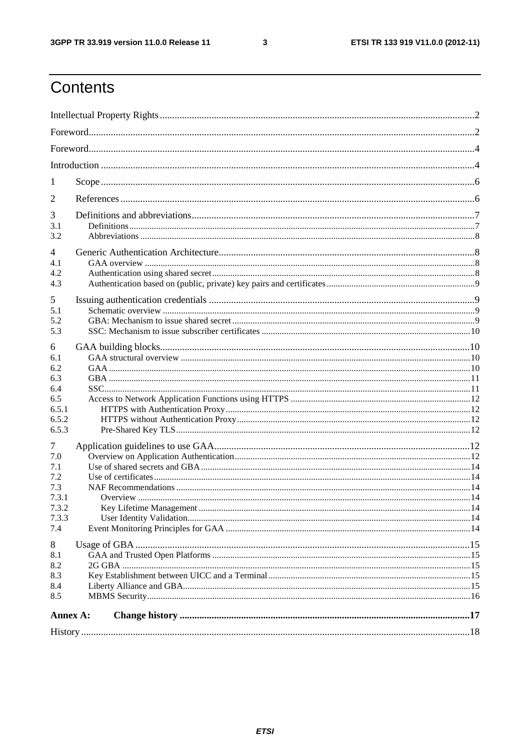# Contents

Intellectual Property Rights ..... 2
Foreword ..... 2
Foreword ..... 4
Introduction ..... 4
1 Scope ..... 6
2 References ..... 6
3 Definitions and abbreviations ..... 7
3.1 Definitions ..... 7
3.2 Abbreviations ..... 8
4 Generic Authentication Architecture ..... 8
4.1 GAA overview ..... 8
4.2 Authentication using shared secret ..... 8
4.3 Authentication based on (public, private) key pairs and certificates ..... 9
5 Issuing authentication credentials ..... 9
5.1 Schematic overview ..... 9
5.2 GBA: Mechanism to issue shared secret ..... 9
5.3 SSC: Mechanism to issue subscriber certificates ..... 10
6 GAA building blocks ..... 10
6.1 GAA structural overview ..... 10
6.2 GAA ..... 10
6.3 GBA ..... 11
6.4 SSC ..... 11
6.5 Access to Network Application Functions using HTTPS ..... 12
6.5.1 HTTPS with Authentication Proxy ..... 12
6.5.2 HTTPS without Authentication Proxy ..... 12
6.5.3 Pre-Shared Key TLS ..... 12
7 Application guidelines to use GAA ..... 12
7.0 Overview on Application Authentication ..... 12
7.1 Use of shared secrets and GBA ..... 14
7.2 Use of certificates ..... 14
7.3 NAF Recommendations ..... 14
7.3.1 Overview ..... 14
7.3.2 Key Lifetime Management ..... 14
7.3.3 User Identity Validation ..... 14
7.4 Event Monitoring Principles for GAA ..... 14
8 Usage of GBA ..... 15
8.1 GAA and Trusted Open Platforms ..... 15
8.2 2G GBA ..... 15
8.3 Key Establishment between UICC and a Terminal ..... 15
8.4 Liberty Alliance and GBA ..... 15
8.5 MBMS Security ..... 16
**Annex A: Change history ..... 17**
History ..... 18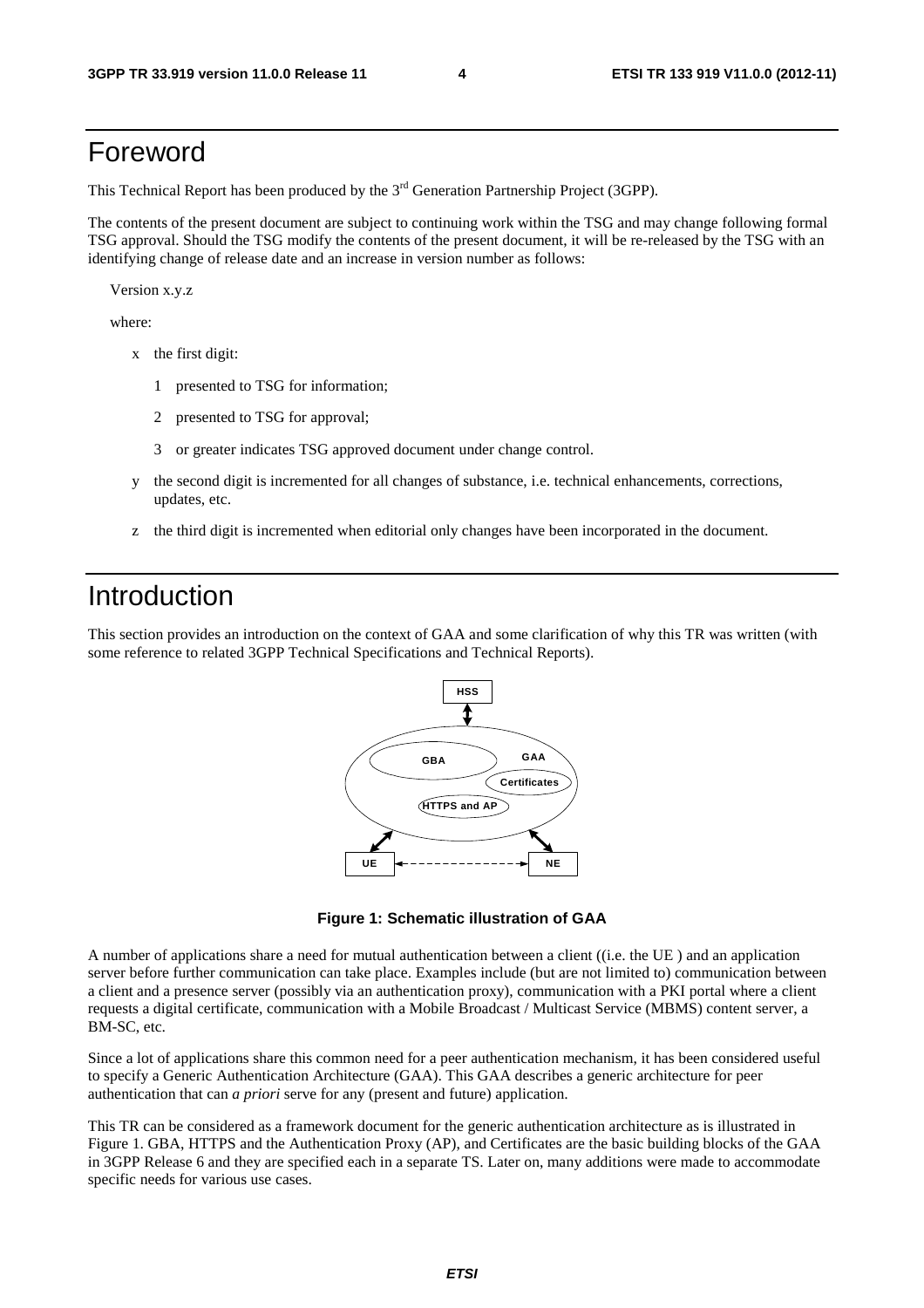# Foreword

This Technical Report has been produced by the 3rd Generation Partnership Project (3GPP).

The contents of the present document are subject to continuing work within the TSG and may change following formal TSG approval. Should the TSG modify the contents of the present document, it will be re-released by the TSG with an identifying change of release date and an increase in version number as follows:

Version x.y.z

where:

- x the first digit:
  - 1 presented to TSG for information;
  - 2 presented to TSG for approval;
  - 3 or greater indicates TSG approved document under change control.
- y the second digit is incremented for all changes of substance, i.e. technical enhancements, corrections, updates, etc.
- z the third digit is incremented when editorial only changes have been incorporated in the document.

# Introduction

This section provides an introduction on the context of GAA and some clarification of why this TR was written (with some reference to related 3GPP Technical Specifications and Technical Reports).

**Figure 1: Schematic illustration of GAA**

A number of applications share a need for mutual authentication between a client ((i.e. the UE ) and an application server before further communication can take place. Examples include (but are not limited to) communication between a client and a presence server (possibly via an authentication proxy), communication with a PKI portal where a client requests a digital certificate, communication with a Mobile Broadcast / Multicast Service (MBMS) content server, a BM-SC, etc.

Since a lot of applications share this common need for a peer authentication mechanism, it has been considered useful to specify a Generic Authentication Architecture (GAA). This GAA describes a generic architecture for peer authentication that can *a priori* serve for any (present and future) application.

This TR can be considered as a framework document for the generic authentication architecture as is illustrated in Figure 1. GBA, HTTPS and the Authentication Proxy (AP), and Certificates are the basic building blocks of the GAA in 3GPP Release 6 and they are specified each in a separate TS. Later on, many additions were made to accommodate specific needs for various use cases.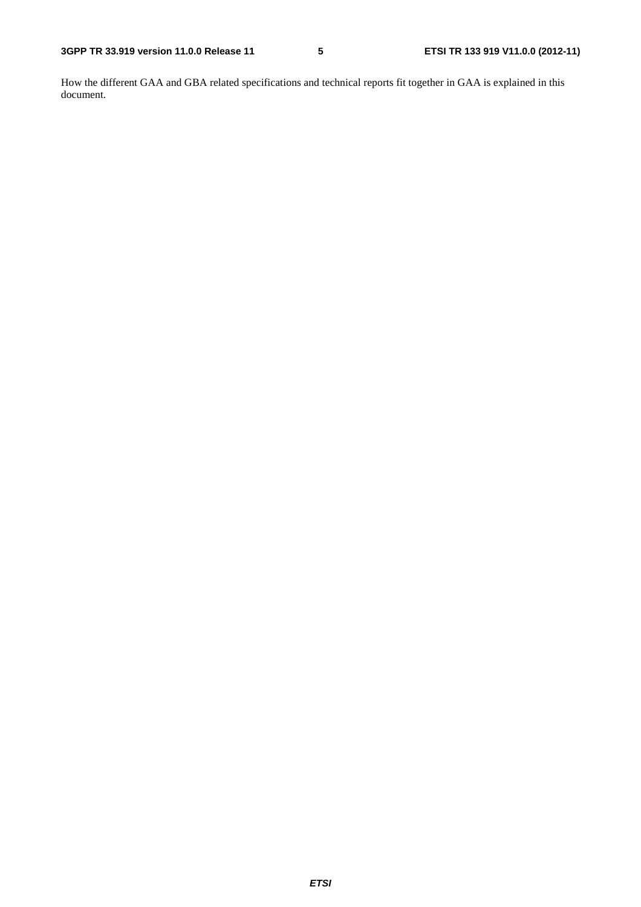How the different GAA and GBA related specifications and technical reports fit together in GAA is explained in this document.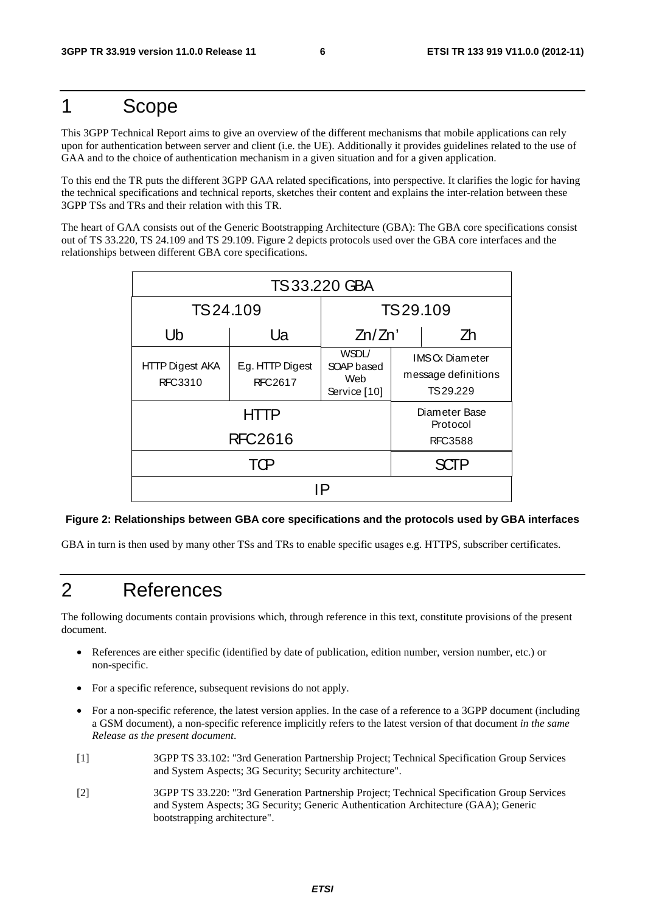# 1 Scope

This 3GPP Technical Report aims to give an overview of the different mechanisms that mobile applications can rely upon for authentication between server and client (i.e. the UE). Additionally it provides guidelines related to the use of GAA and to the choice of authentication mechanism in a given situation and for a given application.

To this end the TR puts the different 3GPP GAA related specifications, into perspective. It clarifies the logic for having the technical specifications and technical reports, sketches their content and explains the inter-relation between these 3GPP TSs and TRs and their relation with this TR.

The heart of GAA consists out of the Generic Bootstrapping Architecture (GBA): The GBA core specifications consist out of TS 33.220, TS 24.109 and TS 29.109. Figure 2 depicts protocols used over the GBA core interfaces and the relationships between different GBA core specifications.

| TS 33.220 GBA | | | | |
|---|---|---|---|---|
| TS 24.109 | | TS 29.109 | | |
| Ub | Ua | Zn/Zn' | | Zh |
| HTTP Digest AKA RFC3310 | E.g. HTTP Digest RFC2617 | WSDL/ SOAP based Web Service [10] | IMS Cx Diameter message definitions TS 29.229 | |
| HTTP RFC2616 | | | Diameter Base Protocol RFC3588 | |
| TCP | | | SCTP | |
| IP | | | | |

**Figure 2: Relationships between GBA core specifications and the protocols used by GBA interfaces**

GBA in turn is then used by many other TSs and TRs to enable specific usages e.g. HTTPS, subscriber certificates.

# 2 References

The following documents contain provisions which, through reference in this text, constitute provisions of the present document.

- References are either specific (identified by date of publication, edition number, version number, etc.) or non-specific.
- For a specific reference, subsequent revisions do not apply.
- For a non-specific reference, the latest version applies. In the case of a reference to a 3GPP document (including a GSM document), a non-specific reference implicitly refers to the latest version of that document *in the same Release as the present document*.

[1] 3GPP TS 33.102: "3rd Generation Partnership Project; Technical Specification Group Services and System Aspects; 3G Security; Security architecture".

[2] 3GPP TS 33.220: "3rd Generation Partnership Project; Technical Specification Group Services and System Aspects; 3G Security; Generic Authentication Architecture (GAA); Generic bootstrapping architecture".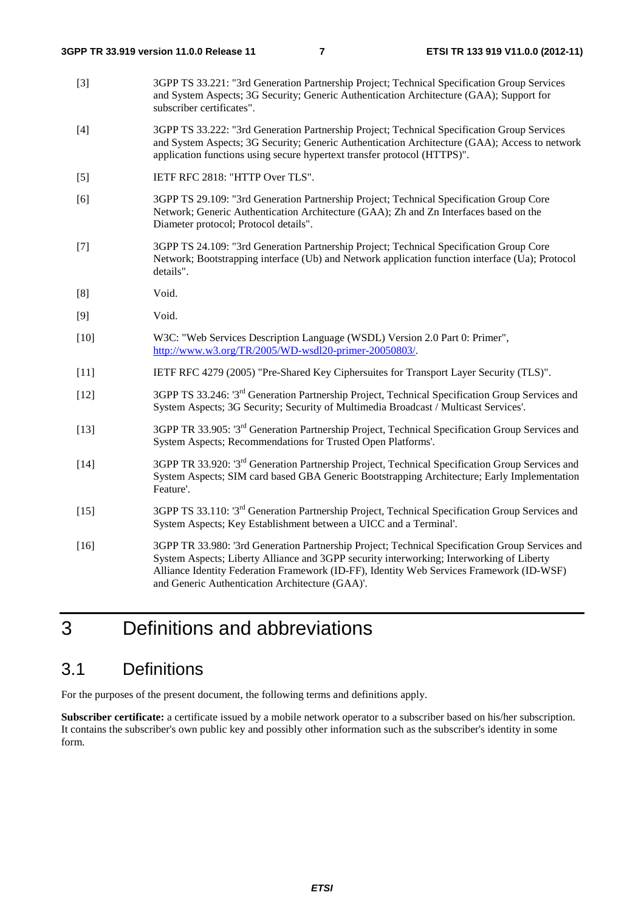[3] 3GPP TS 33.221: "3rd Generation Partnership Project; Technical Specification Group Services and System Aspects; 3G Security; Generic Authentication Architecture (GAA); Support for subscriber certificates".

[4] 3GPP TS 33.222: "3rd Generation Partnership Project; Technical Specification Group Services and System Aspects; 3G Security; Generic Authentication Architecture (GAA); Access to network application functions using secure hypertext transfer protocol (HTTPS)".

[5] IETF RFC 2818: "HTTP Over TLS".

[6] 3GPP TS 29.109: "3rd Generation Partnership Project; Technical Specification Group Core Network; Generic Authentication Architecture (GAA); Zh and Zn Interfaces based on the Diameter protocol; Protocol details".

[7] 3GPP TS 24.109: "3rd Generation Partnership Project; Technical Specification Group Core Network; Bootstrapping interface (Ub) and Network application function interface (Ua); Protocol details".

[8] Void.

[9] Void.

[10] W3C: "Web Services Description Language (WSDL) Version 2.0 Part 0: Primer", http://www.w3.org/TR/2005/WD-wsdl20-primer-20050803/.

[11] IETF RFC 4279 (2005) "Pre-Shared Key Ciphersuites for Transport Layer Security (TLS)".

[12] 3GPP TS 33.246: '3rd Generation Partnership Project, Technical Specification Group Services and System Aspects; 3G Security; Security of Multimedia Broadcast / Multicast Services'.

[13] 3GPP TR 33.905: '3rd Generation Partnership Project, Technical Specification Group Services and System Aspects; Recommendations for Trusted Open Platforms'.

[14] 3GPP TR 33.920: '3rd Generation Partnership Project, Technical Specification Group Services and System Aspects; SIM card based GBA Generic Bootstrapping Architecture; Early Implementation Feature'.

[15] 3GPP TS 33.110: '3rd Generation Partnership Project, Technical Specification Group Services and System Aspects; Key Establishment between a UICC and a Terminal'.

[16] 3GPP TR 33.980: '3rd Generation Partnership Project; Technical Specification Group Services and System Aspects; Liberty Alliance and 3GPP security interworking; Interworking of Liberty Alliance Identity Federation Framework (ID-FF), Identity Web Services Framework (ID-WSF) and Generic Authentication Architecture (GAA)'.

# 3 Definitions and abbreviations

## 3.1 Definitions

For the purposes of the present document, the following terms and definitions apply.

**Subscriber certificate:** a certificate issued by a mobile network operator to a subscriber based on his/her subscription. It contains the subscriber's own public key and possibly other information such as the subscriber's identity in some form.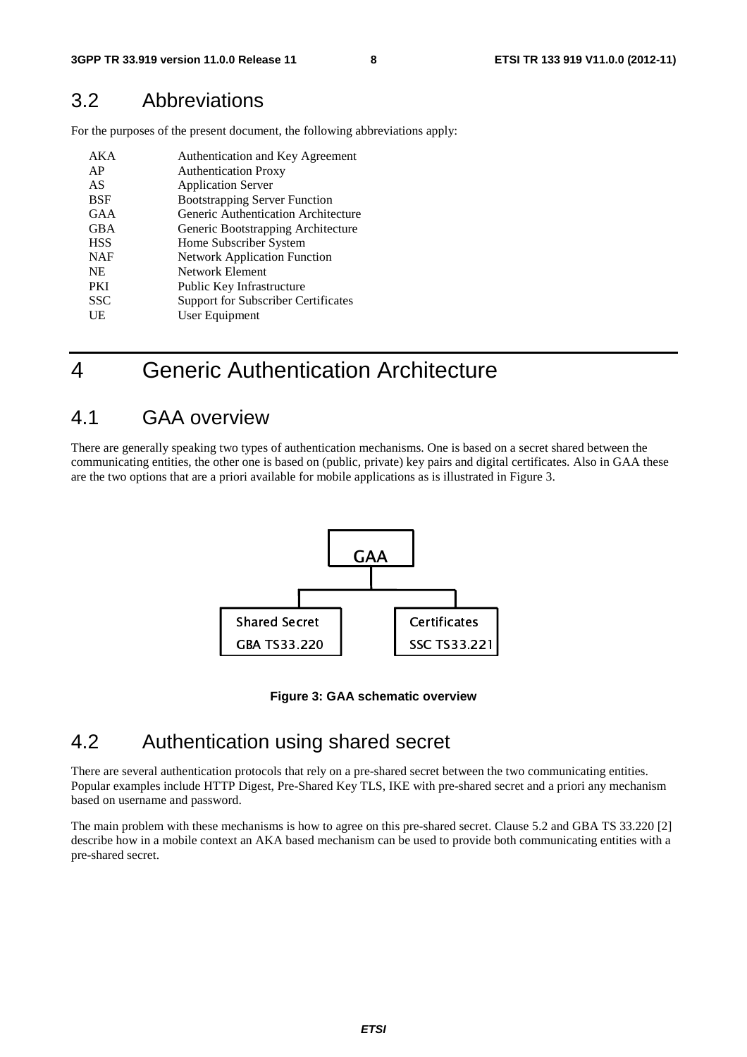## 3.2 Abbreviations

For the purposes of the present document, the following abbreviations apply:

| | |
|---|---|
| AKA | Authentication and Key Agreement |
| AP | Authentication Proxy |
| AS | Application Server |
| BSF | Bootstrapping Server Function |
| GAA | Generic Authentication Architecture |
| GBA | Generic Bootstrapping Architecture |
| HSS | Home Subscriber System |
| NAF | Network Application Function |
| NE | Network Element |
| PKI | Public Key Infrastructure |
| SSC | Support for Subscriber Certificates |
| UE | User Equipment |

# 4 Generic Authentication Architecture

## 4.1 GAA overview

There are generally speaking two types of authentication mechanisms. One is based on a secret shared between the communicating entities, the other one is based on (public, private) key pairs and digital certificates. Also in GAA these are the two options that are a priori available for mobile applications as is illustrated in Figure 3.

GAA

Shared Secret
GBA TS33.220

Certificates
SSC TS33.221

**Figure 3: GAA schematic overview**

## 4.2 Authentication using shared secret

There are several authentication protocols that rely on a pre-shared secret between the two communicating entities. Popular examples include HTTP Digest, Pre-Shared Key TLS, IKE with pre-shared secret and a priori any mechanism based on username and password.

The main problem with these mechanisms is how to agree on this pre-shared secret. Clause 5.2 and GBA TS 33.220 [2] describe how in a mobile context an AKA based mechanism can be used to provide both communicating entities with a pre-shared secret.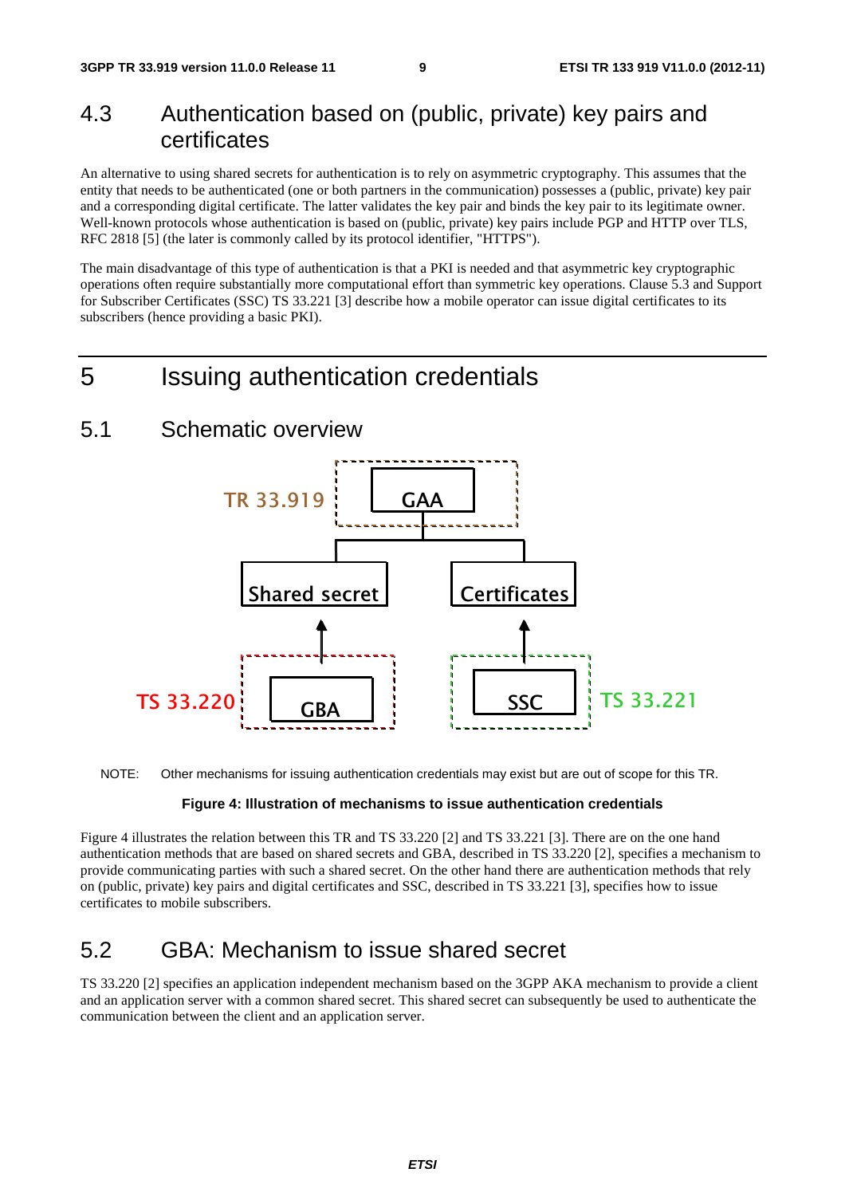## 4.3 Authentication based on (public, private) key pairs and certificates

An alternative to using shared secrets for authentication is to rely on asymmetric cryptography. This assumes that the entity that needs to be authenticated (one or both partners in the communication) possesses a (public, private) key pair and a corresponding digital certificate. The latter validates the key pair and binds the key pair to its legitimate owner. Well-known protocols whose authentication is based on (public, private) key pairs include PGP and HTTP over TLS, RFC 2818 [5] (the later is commonly called by its protocol identifier, "HTTPS").

The main disadvantage of this type of authentication is that a PKI is needed and that asymmetric key cryptographic operations often require substantially more computational effort than symmetric key operations. Clause 5.3 and Support for Subscriber Certificates (SSC) TS 33.221 [3] describe how a mobile operator can issue digital certificates to its subscribers (hence providing a basic PKI).

# 5 Issuing authentication credentials

## 5.1 Schematic overview

TR 33.919 | GAA

Shared secret | Certificates

TS 33.220 | GBA | SSC | TS 33.221

NOTE: Other mechanisms for issuing authentication credentials may exist but are out of scope for this TR.

**Figure 4: Illustration of mechanisms to issue authentication credentials**

Figure 4 illustrates the relation between this TR and TS 33.220 [2] and TS 33.221 [3]. There are on the one hand authentication methods that are based on shared secrets and GBA, described in TS 33.220 [2], specifies a mechanism to provide communicating parties with such a shared secret. On the other hand there are authentication methods that rely on (public, private) key pairs and digital certificates and SSC, described in TS 33.221 [3], specifies how to issue certificates to mobile subscribers.

## 5.2 GBA: Mechanism to issue shared secret

TS 33.220 [2] specifies an application independent mechanism based on the 3GPP AKA mechanism to provide a client and an application server with a common shared secret. This shared secret can subsequently be used to authenticate the communication between the client and an application server.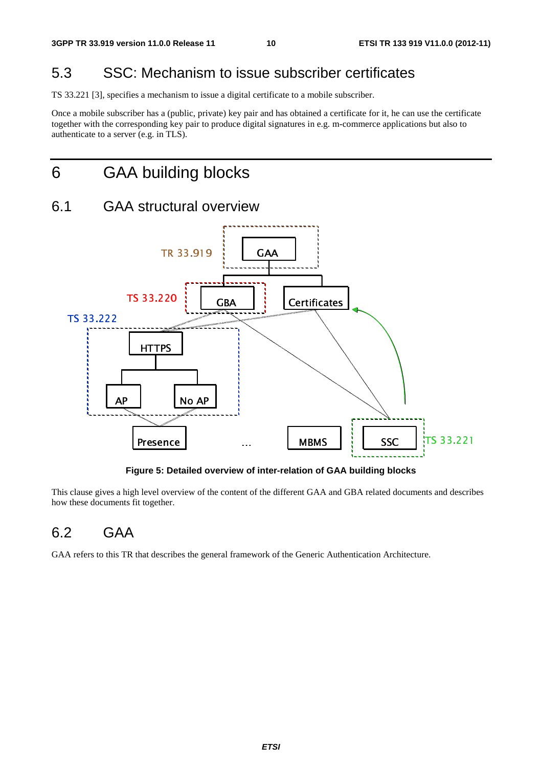## 5.3 SSC: Mechanism to issue subscriber certificates

TS 33.221 [3], specifies a mechanism to issue a digital certificate to a mobile subscriber.

Once a mobile subscriber has a (public, private) key pair and has obtained a certificate for it, he can use the certificate together with the corresponding key pair to produce digital signatures in e.g. m-commerce applications but also to authenticate to a server (e.g. in TLS).

# 6 GAA building blocks

## 6.1 GAA structural overview

**Figure 5: Detailed overview of inter-relation of GAA building blocks**

This clause gives a high level overview of the content of the different GAA and GBA related documents and describes how these documents fit together.

## 6.2 GAA

GAA refers to this TR that describes the general framework of the Generic Authentication Architecture.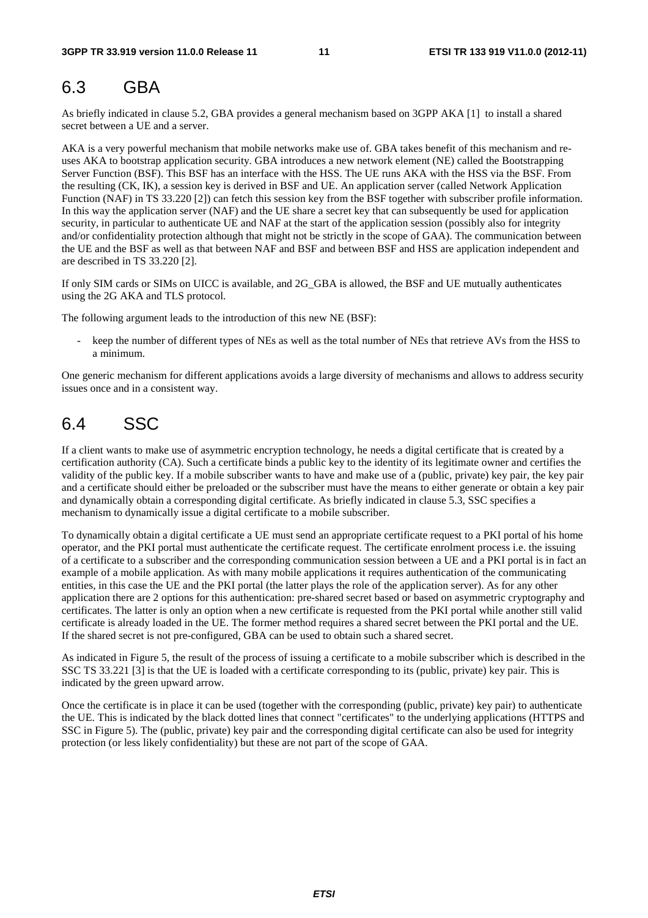## 6.3 GBA

As briefly indicated in clause 5.2, GBA provides a general mechanism based on 3GPP AKA [1] to install a shared secret between a UE and a server.

AKA is a very powerful mechanism that mobile networks make use of. GBA takes benefit of this mechanism and re-uses AKA to bootstrap application security. GBA introduces a new network element (NE) called the Bootstrapping Server Function (BSF). This BSF has an interface with the HSS. The UE runs AKA with the HSS via the BSF. From the resulting (CK, IK), a session key is derived in BSF and UE. An application server (called Network Application Function (NAF) in TS 33.220 [2]) can fetch this session key from the BSF together with subscriber profile information. In this way the application server (NAF) and the UE share a secret key that can subsequently be used for application security, in particular to authenticate UE and NAF at the start of the application session (possibly also for integrity and/or confidentiality protection although that might not be strictly in the scope of GAA). The communication between the UE and the BSF as well as that between NAF and BSF and between BSF and HSS are application independent and are described in TS 33.220 [2].

If only SIM cards or SIMs on UICC is available, and 2G_GBA is allowed, the BSF and UE mutually authenticates using the 2G AKA and TLS protocol.

The following argument leads to the introduction of this new NE (BSF):

- keep the number of different types of NEs as well as the total number of NEs that retrieve AVs from the HSS to a minimum.

One generic mechanism for different applications avoids a large diversity of mechanisms and allows to address security issues once and in a consistent way.

## 6.4 SSC

If a client wants to make use of asymmetric encryption technology, he needs a digital certificate that is created by a certification authority (CA). Such a certificate binds a public key to the identity of its legitimate owner and certifies the validity of the public key. If a mobile subscriber wants to have and make use of a (public, private) key pair, the key pair and a certificate should either be preloaded or the subscriber must have the means to either generate or obtain a key pair and dynamically obtain a corresponding digital certificate. As briefly indicated in clause 5.3, SSC specifies a mechanism to dynamically issue a digital certificate to a mobile subscriber.

To dynamically obtain a digital certificate a UE must send an appropriate certificate request to a PKI portal of his home operator, and the PKI portal must authenticate the certificate request. The certificate enrolment process i.e. the issuing of a certificate to a subscriber and the corresponding communication session between a UE and a PKI portal is in fact an example of a mobile application. As with many mobile applications it requires authentication of the communicating entities, in this case the UE and the PKI portal (the latter plays the role of the application server). As for any other application there are 2 options for this authentication: pre-shared secret based or based on asymmetric cryptography and certificates. The latter is only an option when a new certificate is requested from the PKI portal while another still valid certificate is already loaded in the UE. The former method requires a shared secret between the PKI portal and the UE. If the shared secret is not pre-configured, GBA can be used to obtain such a shared secret.

As indicated in Figure 5, the result of the process of issuing a certificate to a mobile subscriber which is described in the SSC TS 33.221 [3] is that the UE is loaded with a certificate corresponding to its (public, private) key pair. This is indicated by the green upward arrow.

Once the certificate is in place it can be used (together with the corresponding (public, private) key pair) to authenticate the UE. This is indicated by the black dotted lines that connect "certificates" to the underlying applications (HTTPS and SSC in Figure 5). The (public, private) key pair and the corresponding digital certificate can also be used for integrity protection (or less likely confidentiality) but these are not part of the scope of GAA.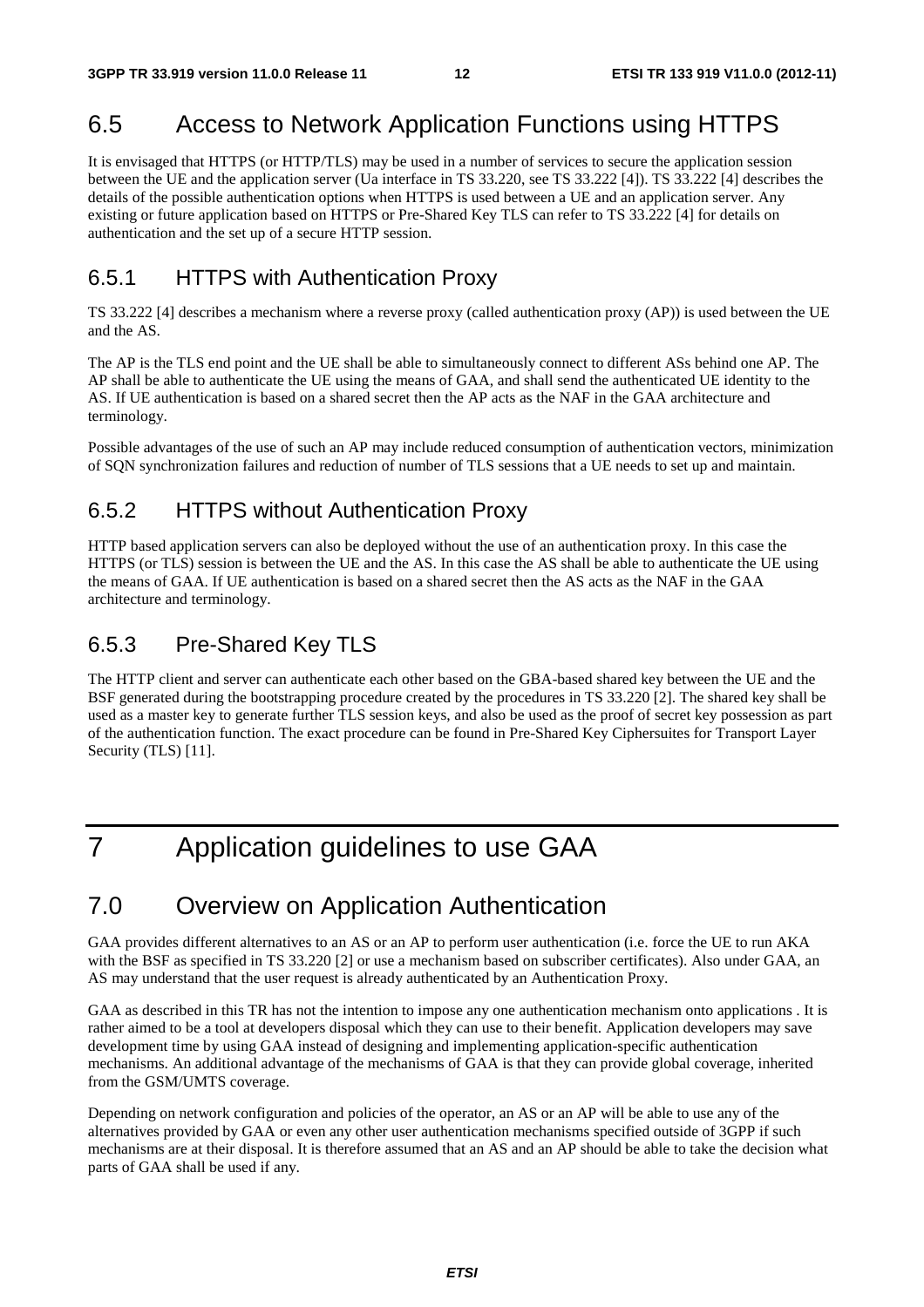## 6.5 Access to Network Application Functions using HTTPS

It is envisaged that HTTPS (or HTTP/TLS) may be used in a number of services to secure the application session between the UE and the application server (Ua interface in TS 33.220, see TS 33.222 [4]). TS 33.222 [4] describes the details of the possible authentication options when HTTPS is used between a UE and an application server. Any existing or future application based on HTTPS or Pre-Shared Key TLS can refer to TS 33.222 [4] for details on authentication and the set up of a secure HTTP session.

### 6.5.1 HTTPS with Authentication Proxy

TS 33.222 [4] describes a mechanism where a reverse proxy (called authentication proxy (AP)) is used between the UE and the AS.

The AP is the TLS end point and the UE shall be able to simultaneously connect to different ASs behind one AP. The AP shall be able to authenticate the UE using the means of GAA, and shall send the authenticated UE identity to the AS. If UE authentication is based on a shared secret then the AP acts as the NAF in the GAA architecture and terminology.

Possible advantages of the use of such an AP may include reduced consumption of authentication vectors, minimization of SQN synchronization failures and reduction of number of TLS sessions that a UE needs to set up and maintain.

### 6.5.2 HTTPS without Authentication Proxy

HTTP based application servers can also be deployed without the use of an authentication proxy. In this case the HTTPS (or TLS) session is between the UE and the AS. In this case the AS shall be able to authenticate the UE using the means of GAA. If UE authentication is based on a shared secret then the AS acts as the NAF in the GAA architecture and terminology.

### 6.5.3 Pre-Shared Key TLS

The HTTP client and server can authenticate each other based on the GBA-based shared key between the UE and the BSF generated during the bootstrapping procedure created by the procedures in TS 33.220 [2]. The shared key shall be used as a master key to generate further TLS session keys, and also be used as the proof of secret key possession as part of the authentication function. The exact procedure can be found in Pre-Shared Key Ciphersuites for Transport Layer Security (TLS) [11].

# 7 Application guidelines to use GAA

## 7.0 Overview on Application Authentication

GAA provides different alternatives to an AS or an AP to perform user authentication (i.e. force the UE to run AKA with the BSF as specified in TS 33.220 [2] or use a mechanism based on subscriber certificates). Also under GAA, an AS may understand that the user request is already authenticated by an Authentication Proxy.

GAA as described in this TR has not the intention to impose any one authentication mechanism onto applications . It is rather aimed to be a tool at developers disposal which they can use to their benefit. Application developers may save development time by using GAA instead of designing and implementing application-specific authentication mechanisms. An additional advantage of the mechanisms of GAA is that they can provide global coverage, inherited from the GSM/UMTS coverage.

Depending on network configuration and policies of the operator, an AS or an AP will be able to use any of the alternatives provided by GAA or even any other user authentication mechanisms specified outside of 3GPP if such mechanisms are at their disposal. It is therefore assumed that an AS and an AP should be able to take the decision what parts of GAA shall be used if any.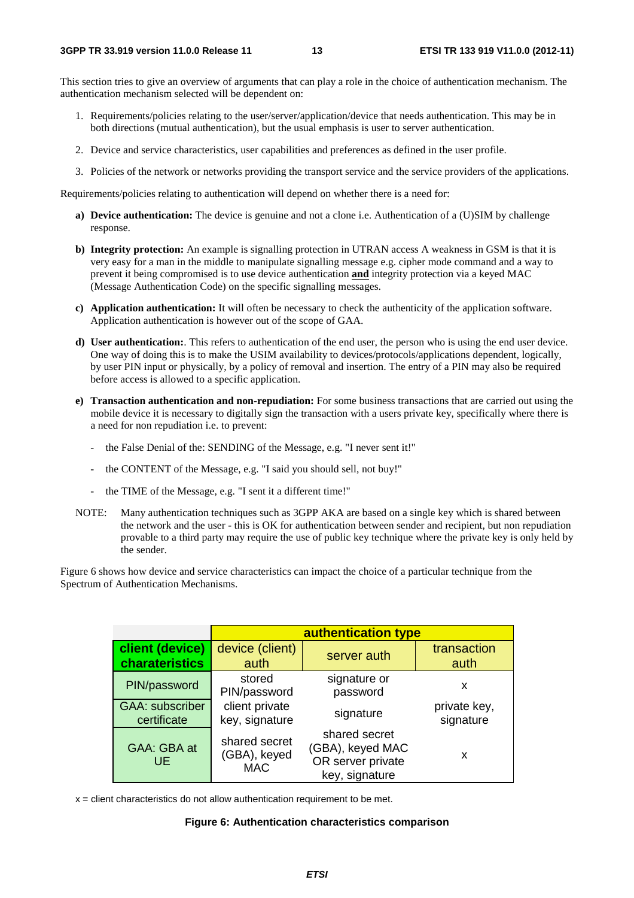This section tries to give an overview of arguments that can play a role in the choice of authentication mechanism. The authentication mechanism selected will be dependent on:

1. Requirements/policies relating to the user/server/application/device that needs authentication. This may be in both directions (mutual authentication), but the usual emphasis is user to server authentication.
2. Device and service characteristics, user capabilities and preferences as defined in the user profile.
3. Policies of the network or networks providing the transport service and the service providers of the applications.

Requirements/policies relating to authentication will depend on whether there is a need for:

a) **Device authentication:** The device is genuine and not a clone i.e. Authentication of a (U)SIM by challenge response.

b) **Integrity protection:** An example is signalling protection in UTRAN access A weakness in GSM is that it is very easy for a man in the middle to manipulate signalling message e.g. cipher mode command and a way to prevent it being compromised is to use device authentication **and** integrity protection via a keyed MAC (Message Authentication Code) on the specific signalling messages.

c) **Application authentication:** It will often be necessary to check the authenticity of the application software. Application authentication is however out of the scope of GAA.

d) **User authentication:**. This refers to authentication of the end user, the person who is using the end user device. One way of doing this is to make the USIM availability to devices/protocols/applications dependent, logically, by user PIN input or physically, by a policy of removal and insertion. The entry of a PIN may also be required before access is allowed to a specific application.

e) **Transaction authentication and non-repudiation:** For some business transactions that are carried out using the mobile device it is necessary to digitally sign the transaction with a users private key, specifically where there is a need for non repudiation i.e. to prevent:

   - the False Denial of the: SENDING of the Message, e.g. "I never sent it!"
   - the CONTENT of the Message, e.g. "I said you should sell, not buy!"
   - the TIME of the Message, e.g. "I sent it a different time!"

NOTE: Many authentication techniques such as 3GPP AKA are based on a single key which is shared between the network and the user - this is OK for authentication between sender and recipient, but non repudiation provable to a third party may require the use of public key technique where the private key is only held by the sender.

Figure 6 shows how device and service characteristics can impact the choice of a particular technique from the Spectrum of Authentication Mechanisms.

| | **authentication type** | | |
|---|---|---|---|
| **client (device) charateristics** | device (client) auth | server auth | transaction auth |
| PIN/password | stored PIN/password | signature or password | x |
| GAA: subscriber certificate | client private key, signature | signature | private key, signature |
| GAA: GBA at UE | shared secret (GBA), keyed MAC | shared secret (GBA), keyed MAC OR server private key, signature | x |

x = client characteristics do not allow authentication requirement to be met.

**Figure 6: Authentication characteristics comparison**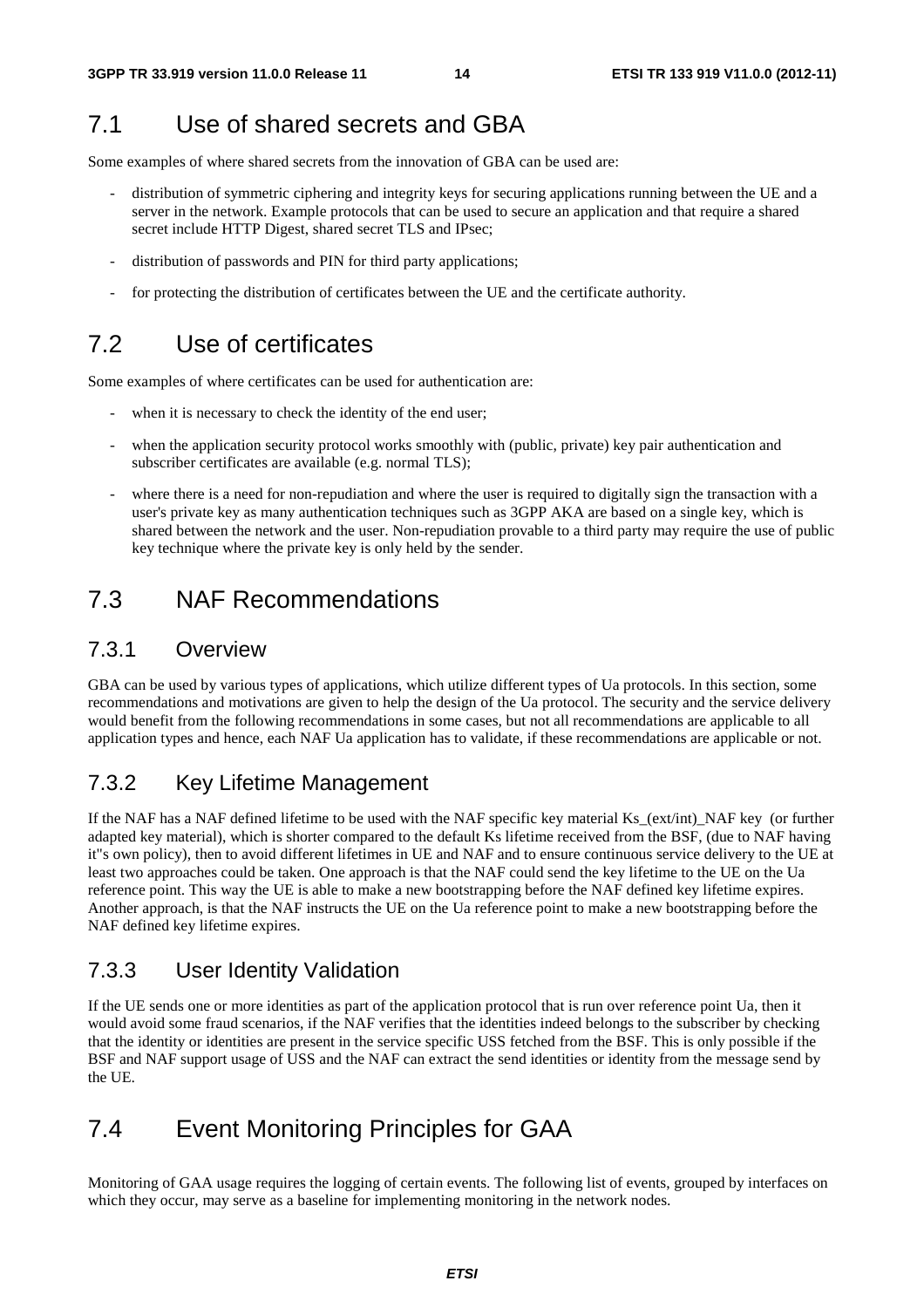## 7.1 Use of shared secrets and GBA

Some examples of where shared secrets from the innovation of GBA can be used are:

- distribution of symmetric ciphering and integrity keys for securing applications running between the UE and a server in the network. Example protocols that can be used to secure an application and that require a shared secret include HTTP Digest, shared secret TLS and IPsec;
- distribution of passwords and PIN for third party applications;
- for protecting the distribution of certificates between the UE and the certificate authority.

## 7.2 Use of certificates

Some examples of where certificates can be used for authentication are:

- when it is necessary to check the identity of the end user;
- when the application security protocol works smoothly with (public, private) key pair authentication and subscriber certificates are available (e.g. normal TLS);
- where there is a need for non-repudiation and where the user is required to digitally sign the transaction with a user's private key as many authentication techniques such as 3GPP AKA are based on a single key, which is shared between the network and the user. Non-repudiation provable to a third party may require the use of public key technique where the private key is only held by the sender.

## 7.3 NAF Recommendations

### 7.3.1 Overview

GBA can be used by various types of applications, which utilize different types of Ua protocols. In this section, some recommendations and motivations are given to help the design of the Ua protocol. The security and the service delivery would benefit from the following recommendations in some cases, but not all recommendations are applicable to all application types and hence, each NAF Ua application has to validate, if these recommendations are applicable or not.

### 7.3.2 Key Lifetime Management

If the NAF has a NAF defined lifetime to be used with the NAF specific key material Ks_(ext/int)_NAF key (or further adapted key material), which is shorter compared to the default Ks lifetime received from the BSF, (due to NAF having it''s own policy), then to avoid different lifetimes in UE and NAF and to ensure continuous service delivery to the UE at least two approaches could be taken. One approach is that the NAF could send the key lifetime to the UE on the Ua reference point. This way the UE is able to make a new bootstrapping before the NAF defined key lifetime expires. Another approach, is that the NAF instructs the UE on the Ua reference point to make a new bootstrapping before the NAF defined key lifetime expires.

### 7.3.3 User Identity Validation

If the UE sends one or more identities as part of the application protocol that is run over reference point Ua, then it would avoid some fraud scenarios, if the NAF verifies that the identities indeed belongs to the subscriber by checking that the identity or identities are present in the service specific USS fetched from the BSF. This is only possible if the BSF and NAF support usage of USS and the NAF can extract the send identities or identity from the message send by the UE.

## 7.4 Event Monitoring Principles for GAA

Monitoring of GAA usage requires the logging of certain events. The following list of events, grouped by interfaces on which they occur, may serve as a baseline for implementing monitoring in the network nodes.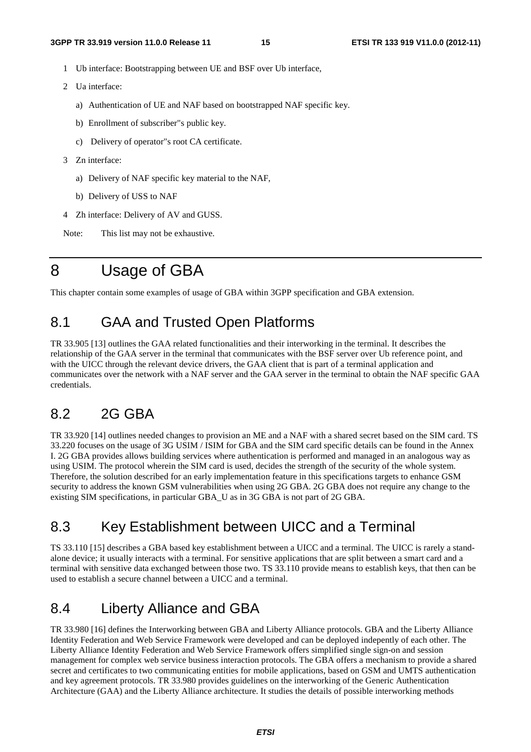1 Ub interface: Bootstrapping between UE and BSF over Ub interface,

2 Ua interface:

   a) Authentication of UE and NAF based on bootstrapped NAF specific key.

   b) Enrollment of subscriber"s public key.

   c) Delivery of operator"s root CA certificate.

3 Zn interface:

   a) Delivery of NAF specific key material to the NAF,

   b) Delivery of USS to NAF

4 Zh interface: Delivery of AV and GUSS.

Note: This list may not be exhaustive.

# 8 Usage of GBA

This chapter contain some examples of usage of GBA within 3GPP specification and GBA extension.

## 8.1 GAA and Trusted Open Platforms

TR 33.905 [13] outlines the GAA related functionalities and their interworking in the terminal. It describes the relationship of the GAA server in the terminal that communicates with the BSF server over Ub reference point, and with the UICC through the relevant device drivers, the GAA client that is part of a terminal application and communicates over the network with a NAF server and the GAA server in the terminal to obtain the NAF specific GAA credentials.

## 8.2 2G GBA

TR 33.920 [14] outlines needed changes to provision an ME and a NAF with a shared secret based on the SIM card. TS 33.220 focuses on the usage of 3G USIM / ISIM for GBA and the SIM card specific details can be found in the Annex I. 2G GBA provides allows building services where authentication is performed and managed in an analogous way as using USIM. The protocol wherein the SIM card is used, decides the strength of the security of the whole system. Therefore, the solution described for an early implementation feature in this specifications targets to enhance GSM security to address the known GSM vulnerabilities when using 2G GBA. 2G GBA does not require any change to the existing SIM specifications, in particular GBA_U as in 3G GBA is not part of 2G GBA.

## 8.3 Key Establishment between UICC and a Terminal

TS 33.110 [15] describes a GBA based key establishment between a UICC and a terminal. The UICC is rarely a stand-alone device; it usually interacts with a terminal. For sensitive applications that are split between a smart card and a terminal with sensitive data exchanged between those two. TS 33.110 provide means to establish keys, that then can be used to establish a secure channel between a UICC and a terminal.

## 8.4 Liberty Alliance and GBA

TR 33.980 [16] defines the Interworking between GBA and Liberty Alliance protocols. GBA and the Liberty Alliance Identity Federation and Web Service Framework were developed and can be deployed indepently of each other. The Liberty Alliance Identity Federation and Web Service Framework offers simplified single sign-on and session management for complex web service business interaction protocols. The GBA offers a mechanism to provide a shared secret and certificates to two communicating entities for mobile applications, based on GSM and UMTS authentication and key agreement protocols. TR 33.980 provides guidelines on the interworking of the Generic Authentication Architecture (GAA) and the Liberty Alliance architecture. It studies the details of possible interworking methods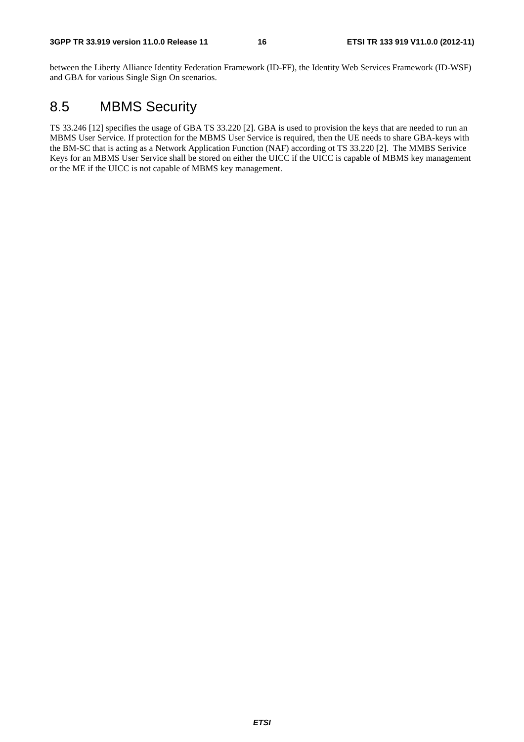between the Liberty Alliance Identity Federation Framework (ID-FF), the Identity Web Services Framework (ID-WSF) and GBA for various Single Sign On scenarios.

## 8.5 MBMS Security

TS 33.246 [12] specifies the usage of GBA TS 33.220 [2]. GBA is used to provision the keys that are needed to run an MBMS User Service. If protection for the MBMS User Service is required, then the UE needs to share GBA-keys with the BM-SC that is acting as a Network Application Function (NAF) according ot TS 33.220 [2]. The MMBS Serivice Keys for an MBMS User Service shall be stored on either the UICC if the UICC is capable of MBMS key management or the ME if the UICC is not capable of MBMS key management.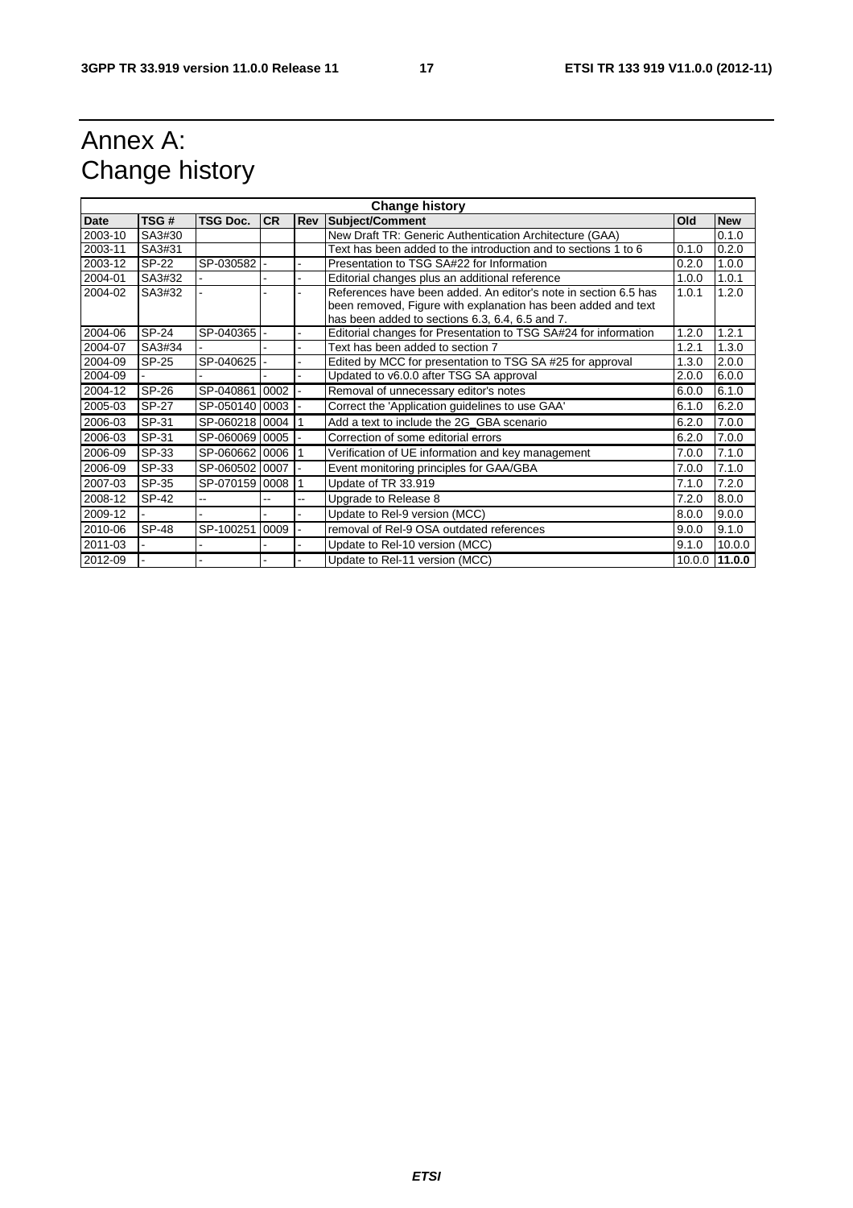# Annex A: Change history

| Change history | | | | | | | |
|---|---|---|---|---|---|---|---|
| **Date** | **TSG #** | **TSG Doc.** | **CR** | **Rev** | **Subject/Comment** | **Old** | **New** |
| 2003-10 | SA3#30 | | | | New Draft TR: Generic Authentication Architecture (GAA) | | 0.1.0 |
| 2003-11 | SA3#31 | | | | Text has been added to the introduction and to sections 1 to 6 | 0.1.0 | 0.2.0 |
| 2003-12 | SP-22 | SP-030582 | - | - | Presentation to TSG SA#22 for Information | 0.2.0 | 1.0.0 |
| 2004-01 | SA3#32 | - | - | - | Editorial changes plus an additional reference | 1.0.0 | 1.0.1 |
| 2004-02 | SA3#32 | - | - | - | References have been added. An editor's note in section 6.5 has been removed, Figure with explanation has been added and text has been added to sections 6.3, 6.4, 6.5 and 7. | 1.0.1 | 1.2.0 |
| 2004-06 | SP-24 | SP-040365 | - | - | Editorial changes for Presentation to TSG SA#24 for information | 1.2.0 | 1.2.1 |
| 2004-07 | SA3#34 | - | - | - | Text has been added to section 7 | 1.2.1 | 1.3.0 |
| 2004-09 | SP-25 | SP-040625 | - | - | Edited by MCC for presentation to TSG SA #25 for approval | 1.3.0 | 2.0.0 |
| 2004-09 | - | - | - | - | Updated to v6.0.0 after TSG SA approval | 2.0.0 | 6.0.0 |
| 2004-12 | SP-26 | SP-040861 | 0002 | - | Removal of unnecessary editor's notes | 6.0.0 | 6.1.0 |
| 2005-03 | SP-27 | SP-050140 | 0003 | - | Correct the 'Application guidelines to use GAA' | 6.1.0 | 6.2.0 |
| 2006-03 | SP-31 | SP-060218 | 0004 | 1 | Add a text to include the 2G_GBA scenario | 6.2.0 | 7.0.0 |
| 2006-03 | SP-31 | SP-060069 | 0005 | - | Correction of some editorial errors | 6.2.0 | 7.0.0 |
| 2006-09 | SP-33 | SP-060662 | 0006 | 1 | Verification of UE information and key management | 7.0.0 | 7.1.0 |
| 2006-09 | SP-33 | SP-060502 | 0007 | - | Event monitoring principles for GAA/GBA | 7.0.0 | 7.1.0 |
| 2007-03 | SP-35 | SP-070159 | 0008 | 1 | Update of TR 33.919 | 7.1.0 | 7.2.0 |
| 2008-12 | SP-42 | -- | -- | -- | Upgrade to Release 8 | 7.2.0 | 8.0.0 |
| 2009-12 | - | - | - | - | Update to Rel-9 version (MCC) | 8.0.0 | 9.0.0 |
| 2010-06 | SP-48 | SP-100251 | 0009 | - | removal of Rel-9 OSA outdated references | 9.0.0 | 9.1.0 |
| 2011-03 | - | - | - | - | Update to Rel-10 version (MCC) | 9.1.0 | 10.0.0 |
| 2012-09 | - | - | - | - | Update to Rel-11 version (MCC) | 10.0.0 | **11.0.0** |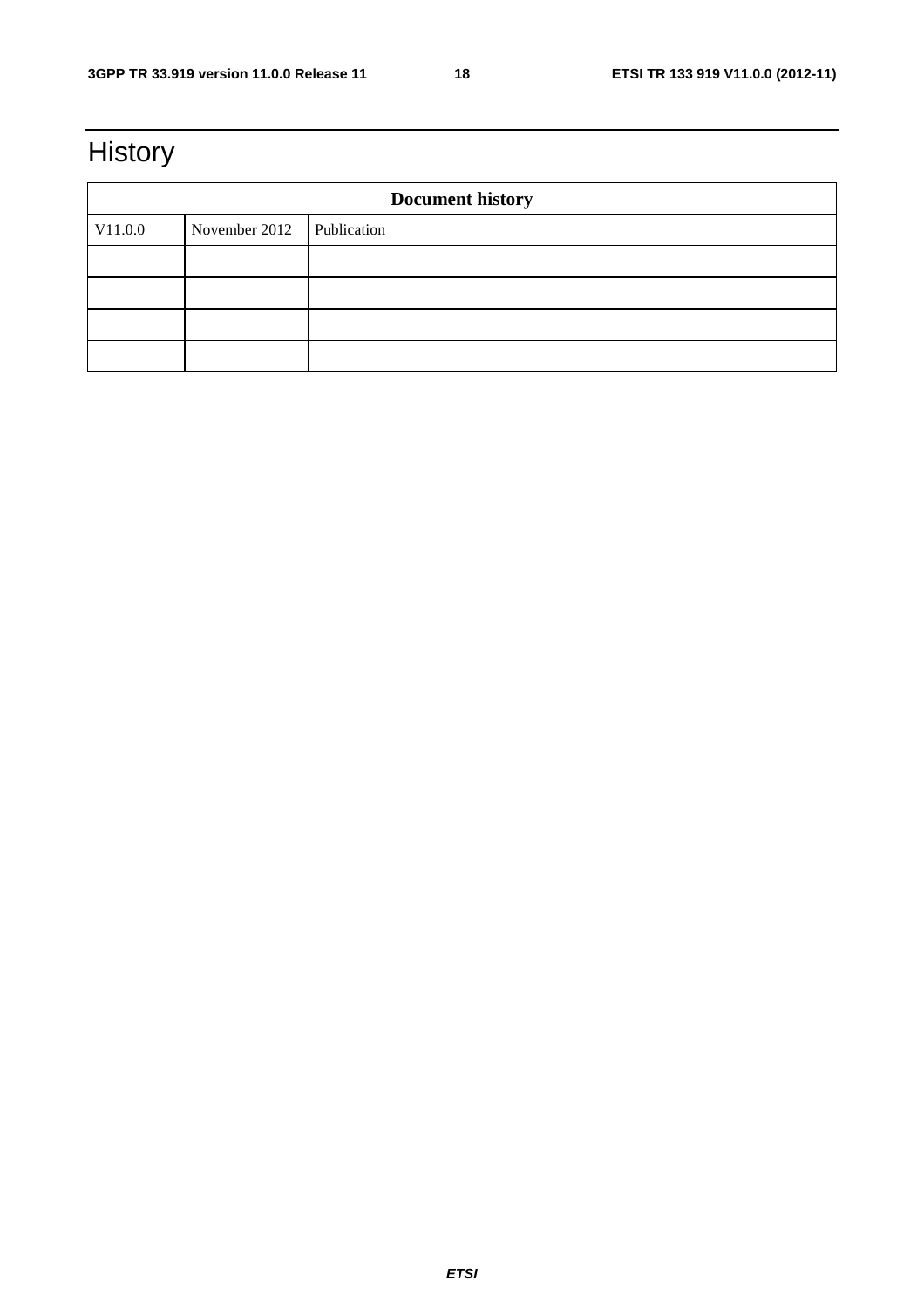# History

| Document history | | |
|---|---|---|
| V11.0.0 | November 2012 | Publication |
| | | |
| | | |
| | | |
| | | |